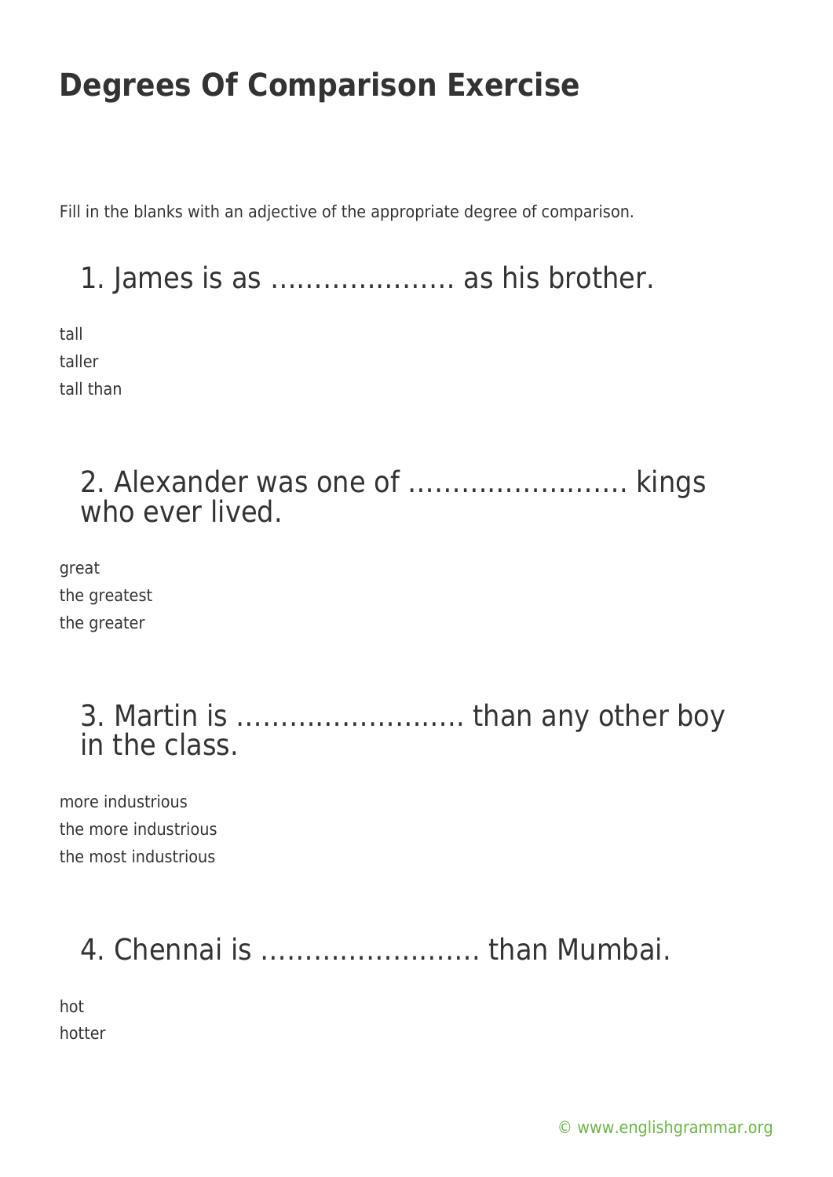# Degrees Of Comparison Exercise

Fill in the blanks with an adjective of the appropriate degree of comparison.

## 1. James is as ………………… as his brother.

tall
taller
tall than

## 2. Alexander was one of ……………………. kings who ever lived.

great
the greatest
the greater

## 3. Martin is …………………….. than any other boy in the class.

more industrious
the more industrious
the most industrious

## 4. Chennai is ……………………. than Mumbai.

hot
hotter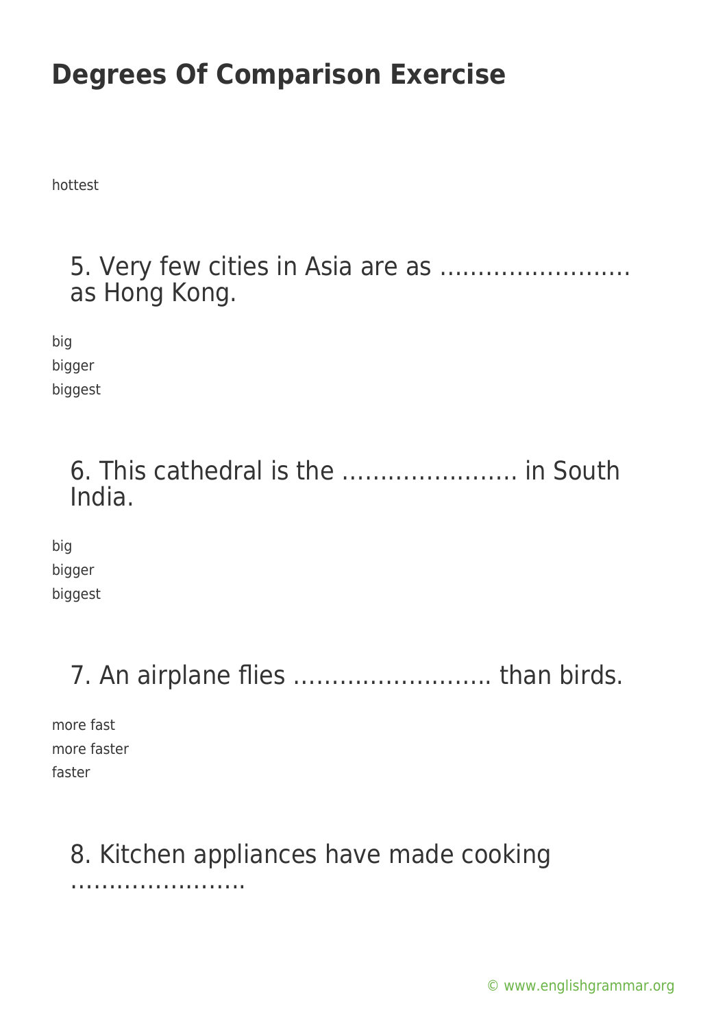hottest

## 5. Very few cities in Asia are as ……………………. as Hong Kong.

big
bigger
biggest

## 6. This cathedral is the ………………….. in South India.

big
bigger
biggest

## 7. An airplane flies …………………….. than birds.

more fast
more faster
faster

## 8. Kitchen appliances have made cooking …………………..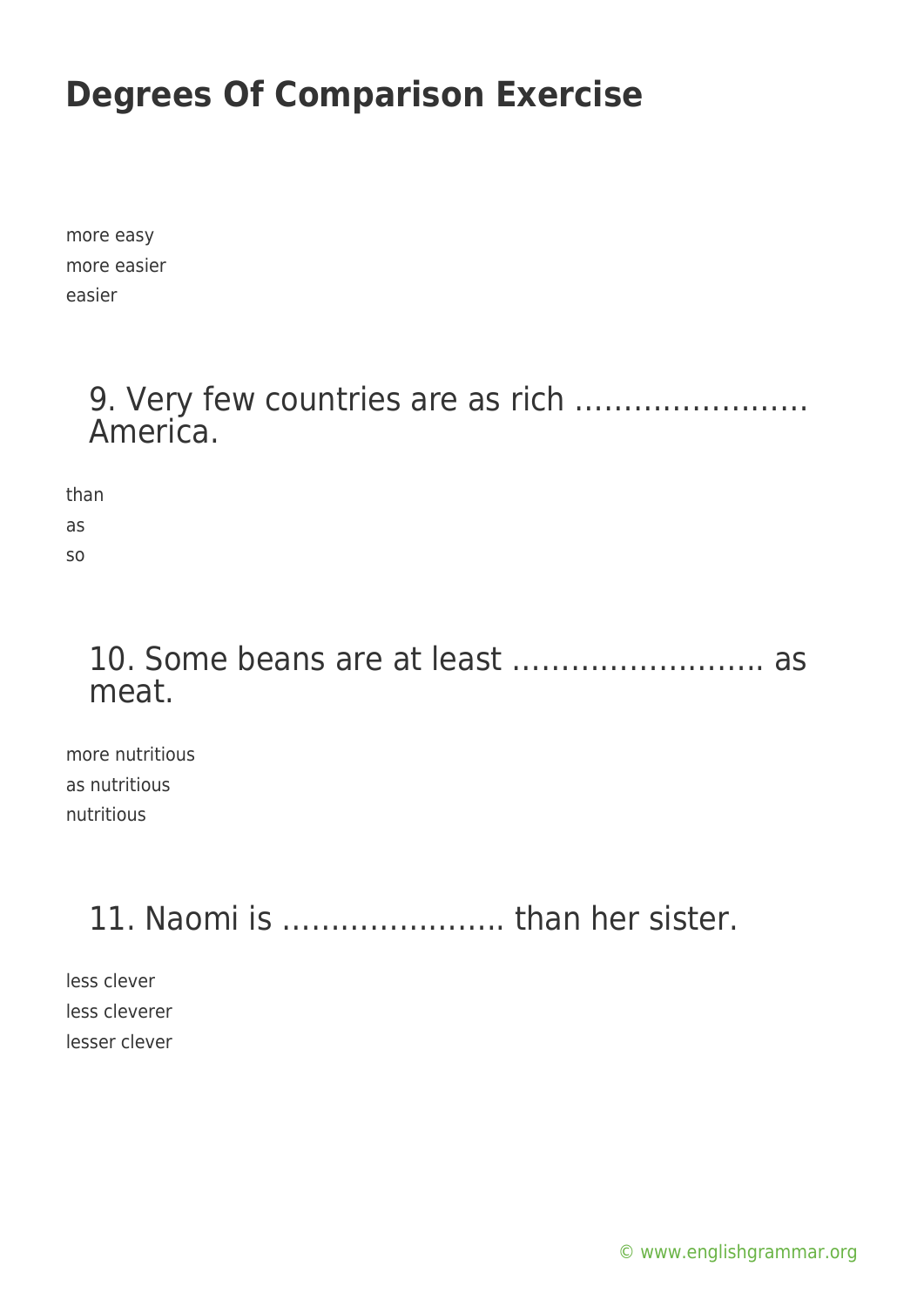more easy
more easier
easier

### 9. Very few countries are as rich …………………… America.

than
as
so

### 10. Some beans are at least …………………….. as meat.

more nutritious
as nutritious
nutritious

### 11. Naomi is ………………….. than her sister.

less clever
less cleverer
lesser clever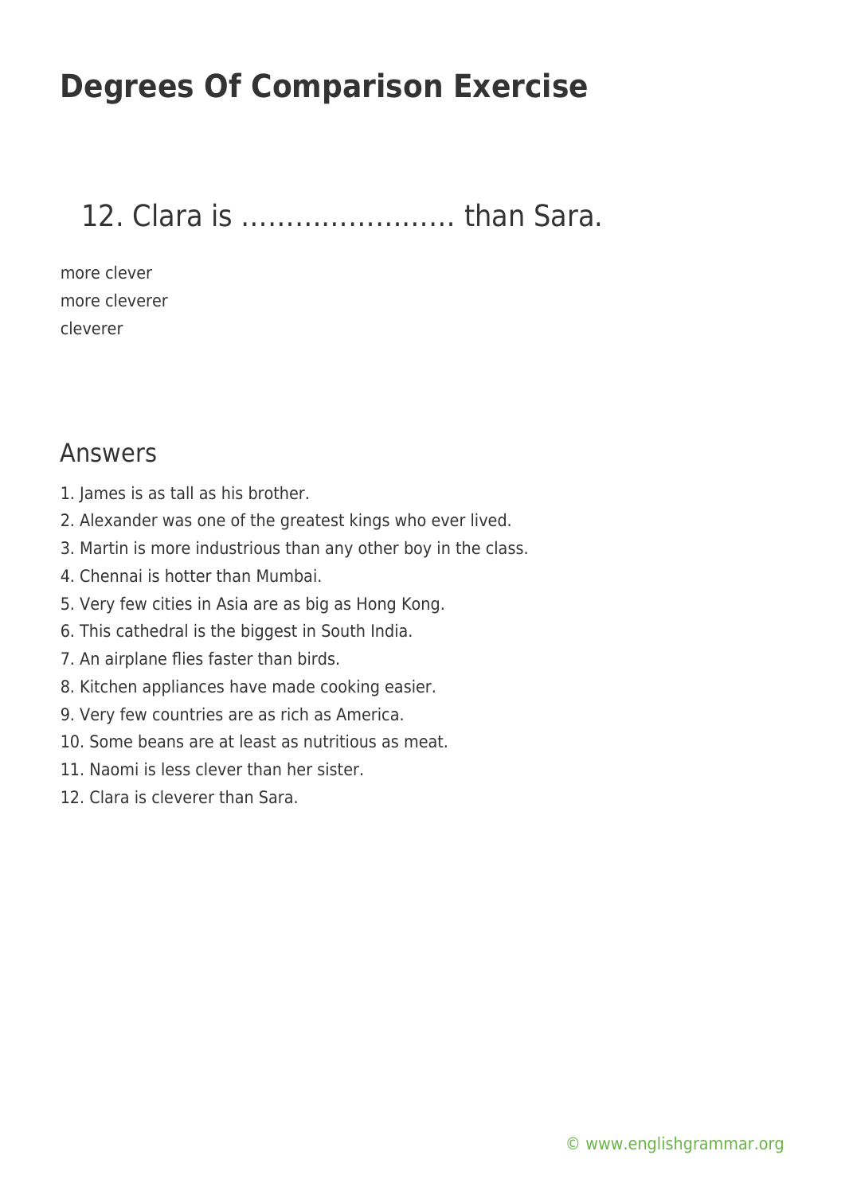# Degrees Of Comparison Exercise

## 12. Clara is …………………… than Sara.

more clever
more cleverer
cleverer

## Answers

1. James is as tall as his brother.
2. Alexander was one of the greatest kings who ever lived.
3. Martin is more industrious than any other boy in the class.
4. Chennai is hotter than Mumbai.
5. Very few cities in Asia are as big as Hong Kong.
6. This cathedral is the biggest in South India.
7. An airplane flies faster than birds.
8. Kitchen appliances have made cooking easier.
9. Very few countries are as rich as America.
10. Some beans are at least as nutritious as meat.
11. Naomi is less clever than her sister.
12. Clara is cleverer than Sara.

© www.englishgrammar.org